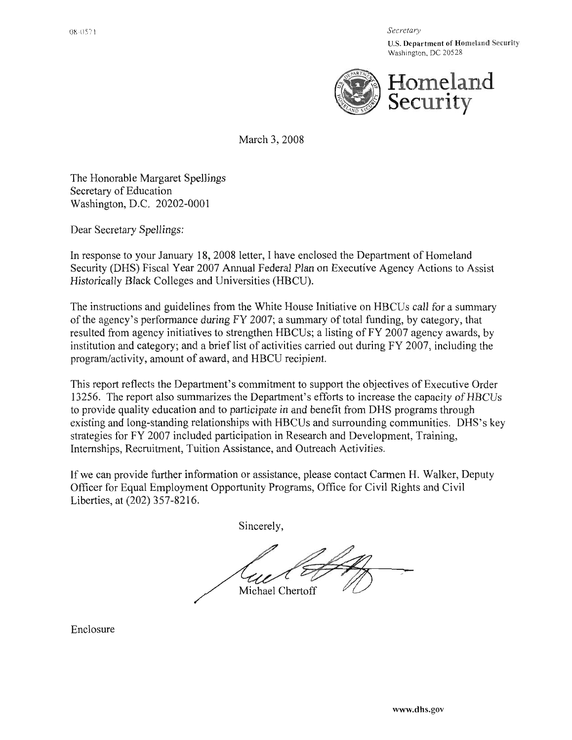08-0571

*Secretary*

**U.S. Department of Homeland Security**
Washington, DC 20528

**Homeland Security**

March 3, 2008

The Honorable Margaret Spellings
Secretary of Education
Washington, D.C. 20202-0001

Dear Secretary Spellings:

In response to your January 18, 2008 letter, I have enclosed the Department of Homeland Security (DHS) Fiscal Year 2007 Annual Federal Plan on Executive Agency Actions to Assist Historically Black Colleges and Universities (HBCU).

The instructions and guidelines from the White House Initiative on HBCUs call for a summary of the agency's performance during FY 2007; a summary of total funding, by category, that resulted from agency initiatives to strengthen HBCUs; a listing of FY 2007 agency awards, by institution and category; and a brief list of activities carried out during FY 2007, including the program/activity, amount of award, and HBCU recipient.

This report reflects the Department's commitment to support the objectives of Executive Order 13256. The report also summarizes the Department's efforts to increase the capacity of HBCUs to provide quality education and to participate in and benefit from DHS programs through existing and long-standing relationships with HBCUs and surrounding communities. DHS's key strategies for FY 2007 included participation in Research and Development, Training, Internships, Recruitment, Tuition Assistance, and Outreach Activities.

If we can provide further information or assistance, please contact Carmen H. Walker, Deputy Officer for Equal Employment Opportunity Programs, Office for Civil Rights and Civil Liberties, at (202) 357-8216.

Sincerely,

Michael Chertoff

Enclosure

www.dhs.gov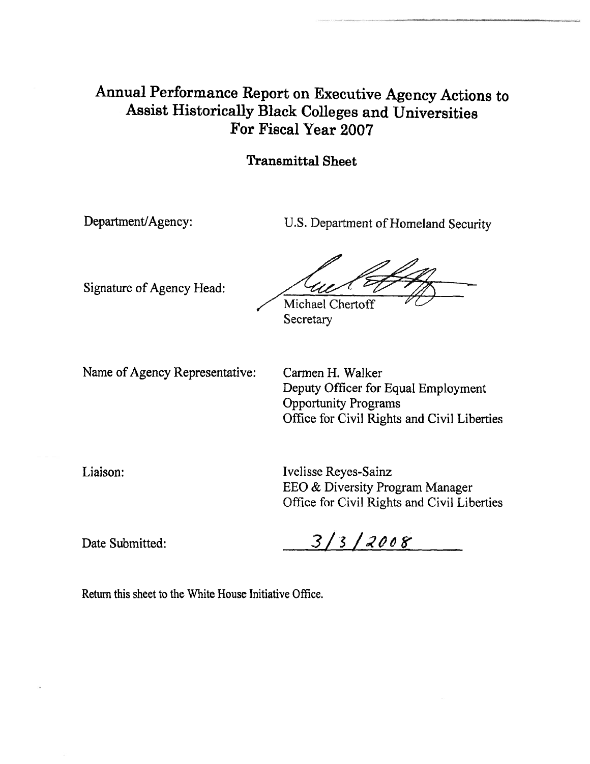# Annual Performance Report on Executive Agency Actions to Assist Historically Black Colleges and Universities For Fiscal Year 2007

## Transmittal Sheet

Department/Agency: U.S. Department of Homeland Security

Signature of Agency Head:

Michael Chertoff
Secretary

Name of Agency Representative: Carmen H. Walker
Deputy Officer for Equal Employment Opportunity Programs
Office for Civil Rights and Civil Liberties

Liaison: Ivelisse Reyes-Sainz
EEO & Diversity Program Manager
Office for Civil Rights and Civil Liberties

Date Submitted: 3/3/2008

Return this sheet to the White House Initiative Office.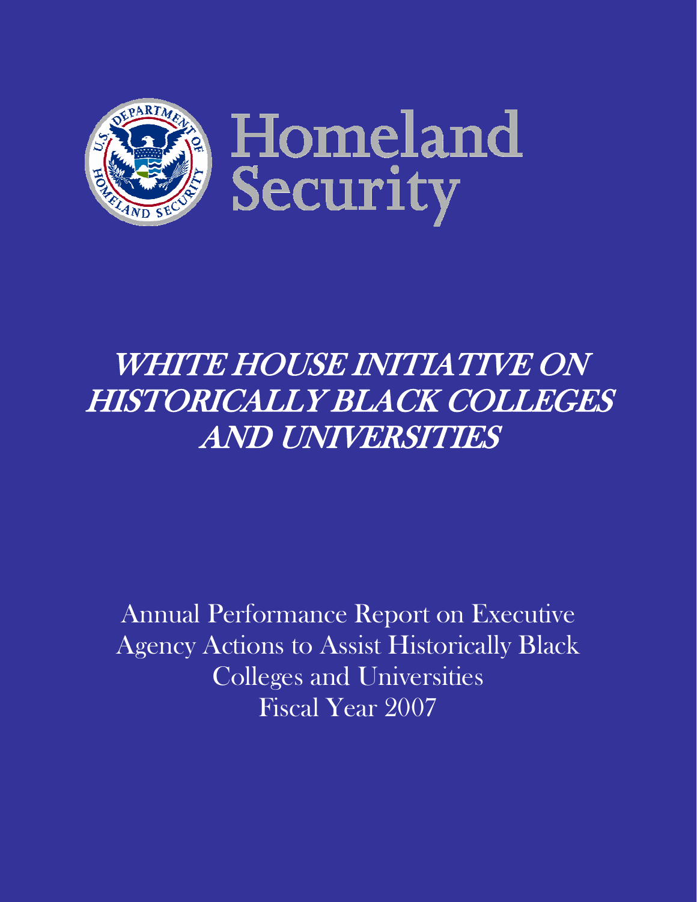Homeland Security

# *WHITE HOUSE INITIATIVE ON HISTORICALLY BLACK COLLEGES AND UNIVERSITIES*

Annual Performance Report on Executive Agency Actions to Assist Historically Black Colleges and Universities
Fiscal Year 2007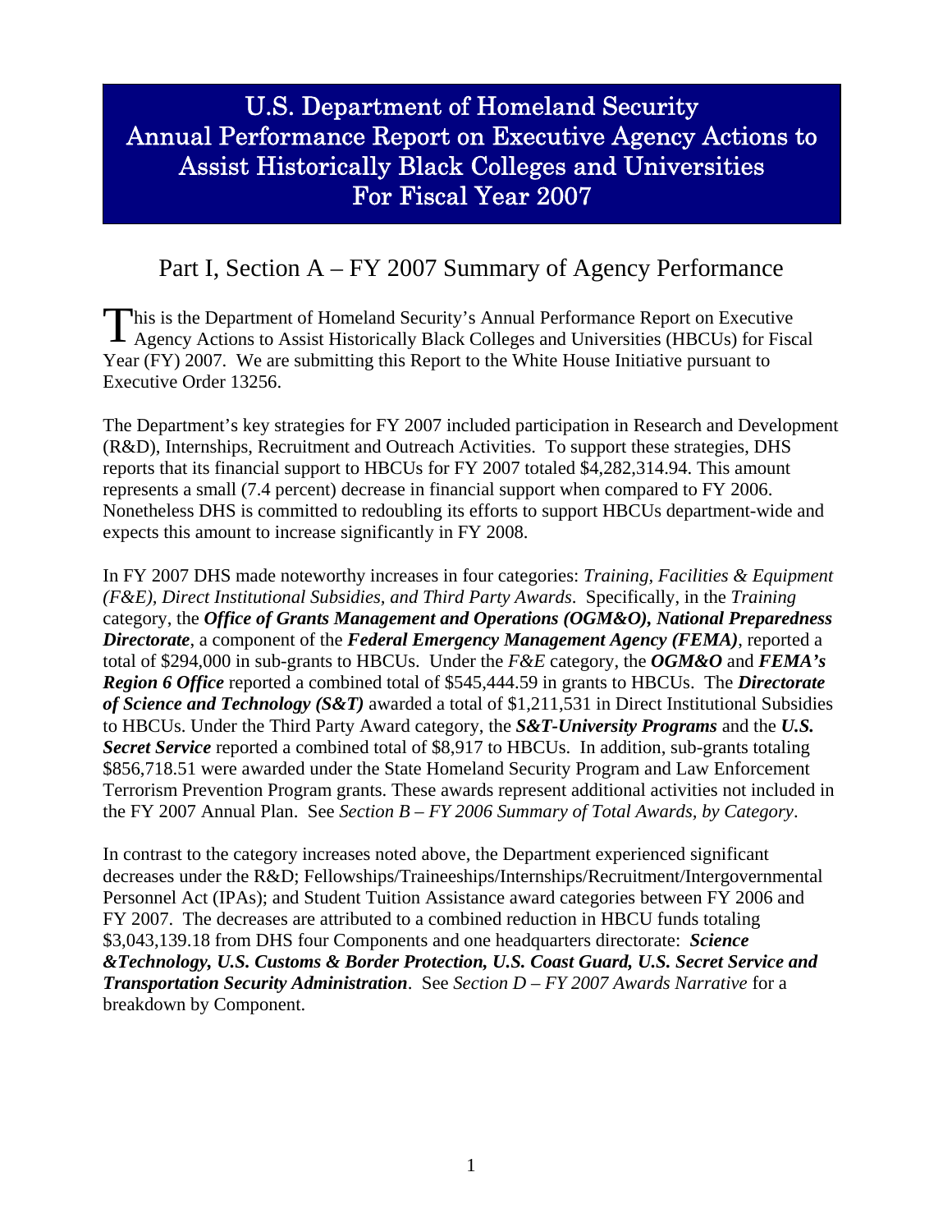# U.S. Department of Homeland Security Annual Performance Report on Executive Agency Actions to Assist Historically Black Colleges and Universities For Fiscal Year 2007

## Part I, Section A – FY 2007 Summary of Agency Performance

This is the Department of Homeland Security's Annual Performance Report on Executive Agency Actions to Assist Historically Black Colleges and Universities (HBCUs) for Fiscal Year (FY) 2007. We are submitting this Report to the White House Initiative pursuant to Executive Order 13256.

The Department's key strategies for FY 2007 included participation in Research and Development (R&D), Internships, Recruitment and Outreach Activities. To support these strategies, DHS reports that its financial support to HBCUs for FY 2007 totaled $4,282,314.94. This amount represents a small (7.4 percent) decrease in financial support when compared to FY 2006. Nonetheless DHS is committed to redoubling its efforts to support HBCUs department-wide and expects this amount to increase significantly in FY 2008.

In FY 2007 DHS made noteworthy increases in four categories: *Training, Facilities & Equipment (F&E), Direct Institutional Subsidies, and Third Party Awards*. Specifically, in the *Training* category, the ***Office of Grants Management and Operations (OGM&O), National Preparedness Directorate***, a component of the ***Federal Emergency Management Agency (FEMA)***, reported a total of $294,000 in sub-grants to HBCUs. Under the *F&E* category, the ***OGM&O*** and ***FEMA's Region 6 Office*** reported a combined total of $545,444.59 in grants to HBCUs. The ***Directorate of Science and Technology (S&T)*** awarded a total of $1,211,531 in Direct Institutional Subsidies to HBCUs. Under the Third Party Award category, the ***S&T-University Programs*** and the ***U.S. Secret Service*** reported a combined total of $8,917 to HBCUs. In addition, sub-grants totaling $856,718.51 were awarded under the State Homeland Security Program and Law Enforcement Terrorism Prevention Program grants. These awards represent additional activities not included in the FY 2007 Annual Plan. See *Section B – FY 2006 Summary of Total Awards, by Category*.

In contrast to the category increases noted above, the Department experienced significant decreases under the R&D; Fellowships/Traineeships/Internships/Recruitment/Intergovernmental Personnel Act (IPAs); and Student Tuition Assistance award categories between FY 2006 and FY 2007. The decreases are attributed to a combined reduction in HBCU funds totaling $3,043,139.18 from DHS four Components and one headquarters directorate: ***Science &Technology, U.S. Customs & Border Protection, U.S. Coast Guard, U.S. Secret Service and Transportation Security Administration***. See *Section D – FY 2007 Awards Narrative* for a breakdown by Component.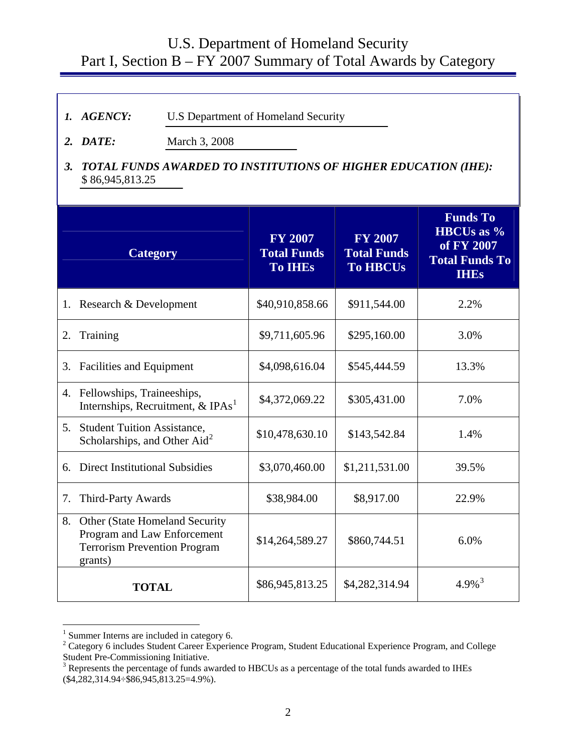# U.S. Department of Homeland Security
## Part I, Section B – FY 2007 Summary of Total Awards by Category

1. ***AGENCY:*** U.S Department of Homeland Security

2. ***DATE:*** March 3, 2008

3. ***TOTAL FUNDS AWARDED TO INSTITUTIONS OF HIGHER EDUCATION (IHE):*** $ 86,945,813.25

| Category | FY 2007 Total Funds To IHEs | FY 2007 Total Funds To HBCUs | Funds To HBCUs as % of FY 2007 Total Funds To IHEs |
|---|---|---|---|
| 1. Research & Development | $40,910,858.66 | $911,544.00 | 2.2% |
| 2. Training | $9,711,605.96 | $295,160.00 | 3.0% |
| 3. Facilities and Equipment | $4,098,616.04 | $545,444.59 | 13.3% |
| 4. Fellowships, Traineeships, Internships, Recruitment, & IPAs[1] | $4,372,069.22 | $305,431.00 | 7.0% |
| 5. Student Tuition Assistance, Scholarships, and Other Aid[2] | $10,478,630.10 | $143,542.84 | 1.4% |
| 6. Direct Institutional Subsidies | $3,070,460.00 | $1,211,531.00 | 39.5% |
| 7. Third-Party Awards | $38,984.00 | $8,917.00 | 22.9% |
| 8. Other (State Homeland Security Program and Law Enforcement Terrorism Prevention Program grants) | $14,264,589.27 | $860,744.51 | 6.0% |
| **TOTAL** | $86,945,813.25 | $4,282,314.94 | 4.9%[3] |

[1] Summer Interns are included in category 6.

[2] Category 6 includes Student Career Experience Program, Student Educational Experience Program, and College Student Pre-Commissioning Initiative.

[3] Represents the percentage of funds awarded to HBCUs as a percentage of the total funds awarded to IHEs ($4,282,314.94÷$86,945,813.25=4.9%).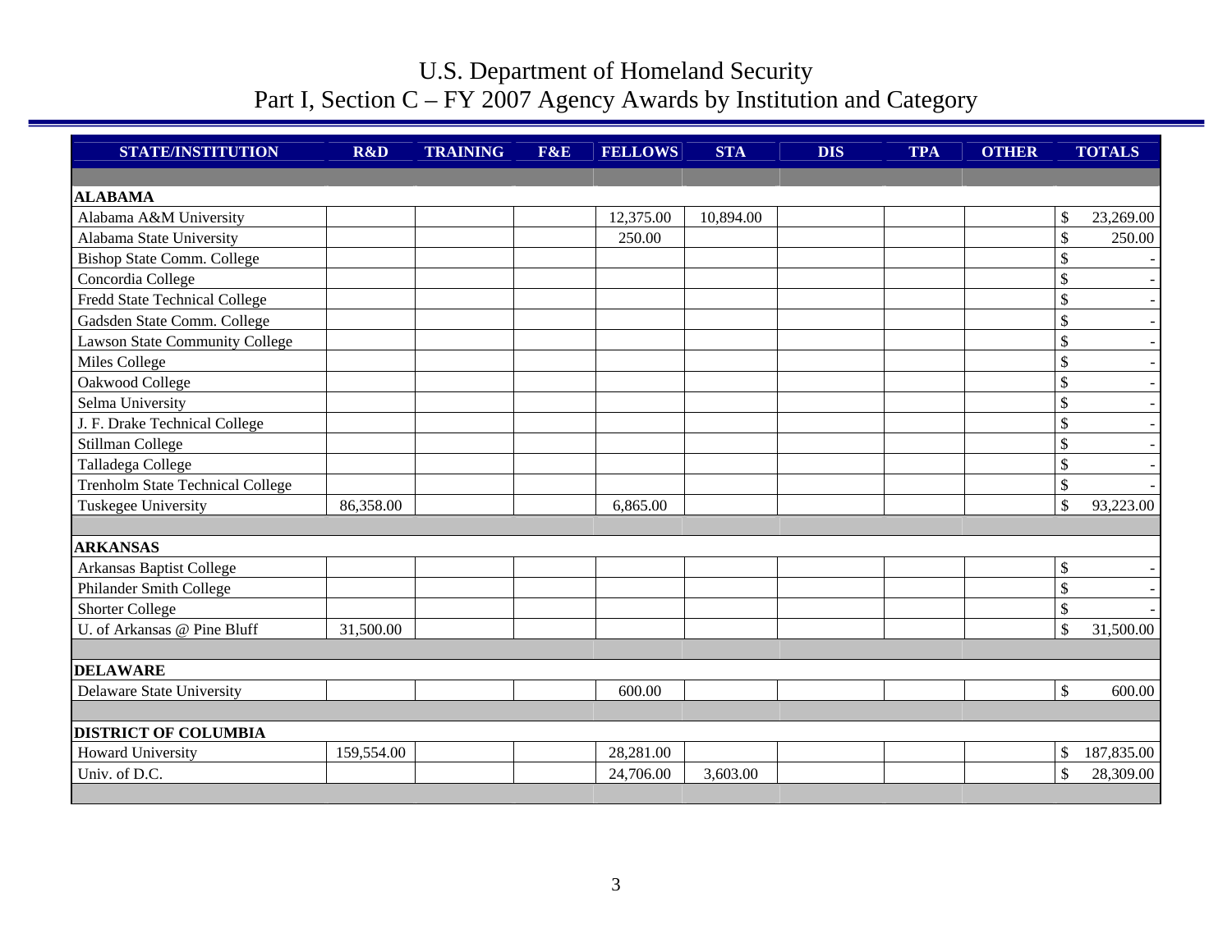# U.S. Department of Homeland Security
## Part I, Section C – FY 2007 Agency Awards by Institution and Category

| STATE/INSTITUTION | R&D | TRAINING | F&E | FELLOWS | STA | DIS | TPA | OTHER | TOTALS |
|---|---|---|---|---|---|---|---|---|---|
| **ALABAMA** | | | | | | | | | |
| Alabama A&M University | | | | 12,375.00 | 10,894.00 | | | | $ 23,269.00 |
| Alabama State University | | | | 250.00 | | | | | $ 250.00 |
| Bishop State Comm. College | | | | | | | | | $ - |
| Concordia College | | | | | | | | | $ - |
| Fredd State Technical College | | | | | | | | | $ - |
| Gadsden State Comm. College | | | | | | | | | $ - |
| Lawson State Community College | | | | | | | | | $ - |
| Miles College | | | | | | | | | $ - |
| Oakwood College | | | | | | | | | $ - |
| Selma University | | | | | | | | | $ - |
| J. F. Drake Technical College | | | | | | | | | $ - |
| Stillman College | | | | | | | | | $ - |
| Talladega College | | | | | | | | | $ - |
| Trenholm State Technical College | | | | | | | | | $ - |
| Tuskegee University | 86,358.00 | | | 6,865.00 | | | | | $ 93,223.00 |
| **ARKANSAS** | | | | | | | | | |
| Arkansas Baptist College | | | | | | | | | $ - |
| Philander Smith College | | | | | | | | | $ - |
| Shorter College | | | | | | | | | $ - |
| U. of Arkansas @ Pine Bluff | 31,500.00 | | | | | | | | $ 31,500.00 |
| **DELAWARE** | | | | | | | | | |
| Delaware State University | | | | 600.00 | | | | | $ 600.00 |
| **DISTRICT OF COLUMBIA** | | | | | | | | | |
| Howard University | 159,554.00 | | | 28,281.00 | | | | | $ 187,835.00 |
| Univ. of D.C. | | | | 24,706.00 | 3,603.00 | | | | $ 28,309.00 |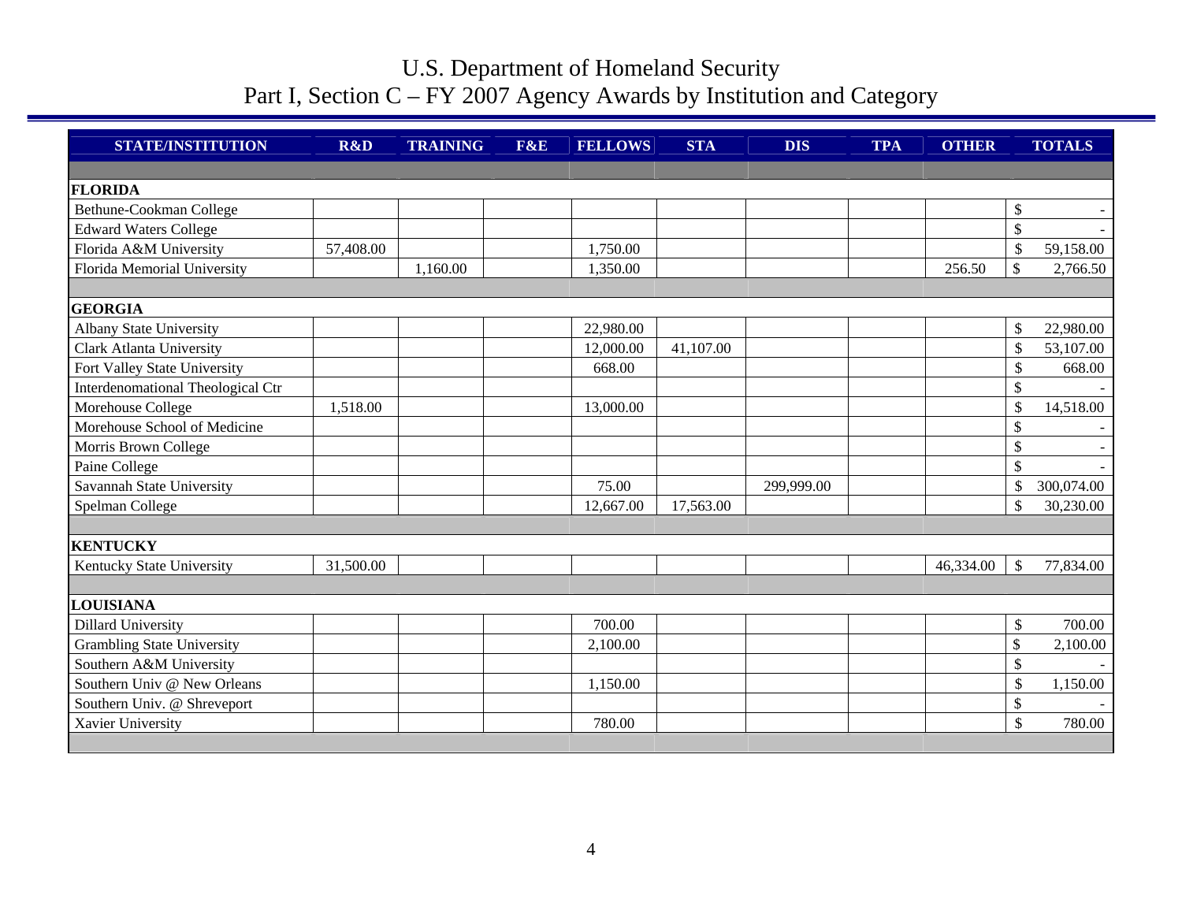# U.S. Department of Homeland Security
## Part I, Section C – FY 2007 Agency Awards by Institution and Category

| STATE/INSTITUTION | R&D | TRAINING | F&E | FELLOWS | STA | DIS | TPA | OTHER | TOTALS |
|---|---|---|---|---|---|---|---|---|---|
| **FLORIDA** | | | | | | | | | |
| Bethune-Cookman College | | | | | | | | | $ - |
| Edward Waters College | | | | | | | | | $ - |
| Florida A&M University | 57,408.00 | | | 1,750.00 | | | | | $ 59,158.00 |
| Florida Memorial University | | 1,160.00 | | 1,350.00 | | | | 256.50 | $ 2,766.50 |
| **GEORGIA** | | | | | | | | | |
| Albany State University | | | | 22,980.00 | | | | | $ 22,980.00 |
| Clark Atlanta University | | | | 12,000.00 | 41,107.00 | | | | $ 53,107.00 |
| Fort Valley State University | | | | 668.00 | | | | | $ 668.00 |
| Interdenomational Theological Ctr | | | | | | | | | $ - |
| Morehouse College | 1,518.00 | | | 13,000.00 | | | | | $ 14,518.00 |
| Morehouse School of Medicine | | | | | | | | | $ - |
| Morris Brown College | | | | | | | | | $ - |
| Paine College | | | | | | | | | $ - |
| Savannah State University | | | | 75.00 | | 299,999.00 | | | $ 300,074.00 |
| Spelman College | | | | 12,667.00 | 17,563.00 | | | | $ 30,230.00 |
| **KENTUCKY** | | | | | | | | | |
| Kentucky State University | 31,500.00 | | | | | | | 46,334.00 | $ 77,834.00 |
| **LOUISIANA** | | | | | | | | | |
| Dillard University | | | | 700.00 | | | | | $ 700.00 |
| Grambling State University | | | | 2,100.00 | | | | | $ 2,100.00 |
| Southern A&M University | | | | | | | | | $ - |
| Southern Univ @ New Orleans | | | | 1,150.00 | | | | | $ 1,150.00 |
| Southern Univ. @ Shreveport | | | | | | | | | $ - |
| Xavier University | | | | 780.00 | | | | | $ 780.00 |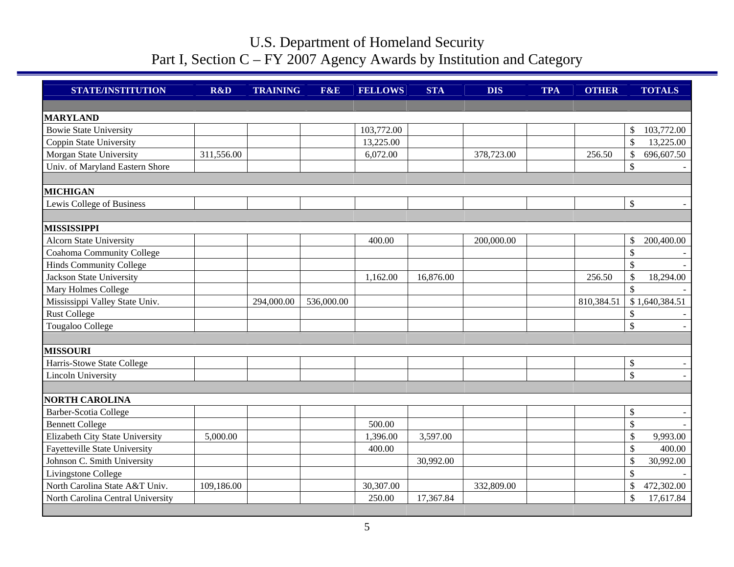# U.S. Department of Homeland Security
## Part I, Section C – FY 2007 Agency Awards by Institution and Category

| STATE/INSTITUTION | R&D | TRAINING | F&E | FELLOWS | STA | DIS | TPA | OTHER | TOTALS |
|---|---|---|---|---|---|---|---|---|---|
| **MARYLAND** | | | | | | | | | |
| Bowie State University | | | | 103,772.00 | | | | | $ 103,772.00 |
| Coppin State University | | | | 13,225.00 | | | | | $ 13,225.00 |
| Morgan State University | 311,556.00 | | | 6,072.00 | | 378,723.00 | | 256.50 | $ 696,607.50 |
| Univ. of Maryland Eastern Shore | | | | | | | | | $ - |
| **MICHIGAN** | | | | | | | | | |
| Lewis College of Business | | | | | | | | | $ - |
| **MISSISSIPPI** | | | | | | | | | |
| Alcorn State University | | | | 400.00 | | 200,000.00 | | | $ 200,400.00 |
| Coahoma Community College | | | | | | | | | $ - |
| Hinds Community College | | | | | | | | | $ - |
| Jackson State University | | | | 1,162.00 | 16,876.00 | | | 256.50 | $ 18,294.00 |
| Mary Holmes College | | | | | | | | | $ - |
| Mississippi Valley State Univ. | | 294,000.00 | 536,000.00 | | | | | 810,384.51 | $ 1,640,384.51 |
| Rust College | | | | | | | | | $ - |
| Tougaloo College | | | | | | | | | $ - |
| **MISSOURI** | | | | | | | | | |
| Harris-Stowe State College | | | | | | | | | $ - |
| Lincoln University | | | | | | | | | $ - |
| **NORTH CAROLINA** | | | | | | | | | |
| Barber-Scotia College | | | | | | | | | $ - |
| Bennett College | | | | 500.00 | | | | | $ - |
| Elizabeth City State University | 5,000.00 | | | 1,396.00 | 3,597.00 | | | | $ 9,993.00 |
| Fayetteville State University | | | | 400.00 | | | | | $ 400.00 |
| Johnson C. Smith University | | | | | 30,992.00 | | | | $ 30,992.00 |
| Livingstone College | | | | | | | | | $ - |
| North Carolina State A&T Univ. | 109,186.00 | | | 30,307.00 | | 332,809.00 | | | $ 472,302.00 |
| North Carolina Central University | | | | 250.00 | 17,367.84 | | | | $ 17,617.84 |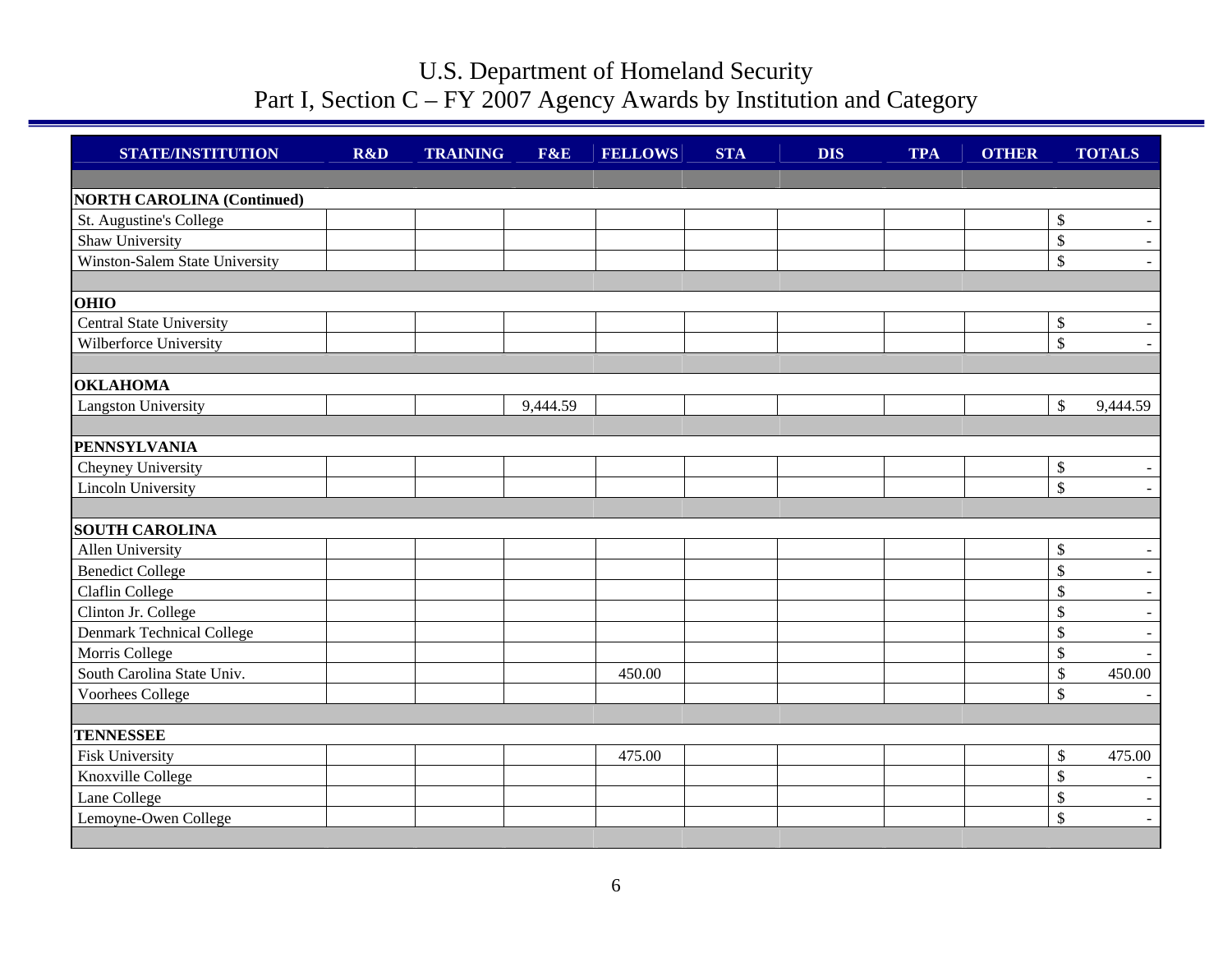# U.S. Department of Homeland Security
## Part I, Section C – FY 2007 Agency Awards by Institution and Category

| STATE/INSTITUTION | R&D | TRAINING | F&E | FELLOWS | STA | DIS | TPA | OTHER | TOTALS |
|---|---|---|---|---|---|---|---|---|---|
| **NORTH CAROLINA (Continued)** | | | | | | | | | |
| St. Augustine's College | | | | | | | | | $ - |
| Shaw University | | | | | | | | | $ - |
| Winston-Salem State University | | | | | | | | | $ - |
| **OHIO** | | | | | | | | | |
| Central State University | | | | | | | | | $ - |
| Wilberforce University | | | | | | | | | $ - |
| **OKLAHOMA** | | | | | | | | | |
| Langston University | | | 9,444.59 | | | | | | $ 9,444.59 |
| **PENNSYLVANIA** | | | | | | | | | |
| Cheyney University | | | | | | | | | $ - |
| Lincoln University | | | | | | | | | $ - |
| **SOUTH CAROLINA** | | | | | | | | | |
| Allen University | | | | | | | | | $ - |
| Benedict College | | | | | | | | | $ - |
| Claflin College | | | | | | | | | $ - |
| Clinton Jr. College | | | | | | | | | $ - |
| Denmark Technical College | | | | | | | | | $ - |
| Morris College | | | | | | | | | $ - |
| South Carolina State Univ. | | | | 450.00 | | | | | $ 450.00 |
| Voorhees College | | | | | | | | | $ - |
| **TENNESSEE** | | | | | | | | | |
| Fisk University | | | | 475.00 | | | | | $ 475.00 |
| Knoxville College | | | | | | | | | $ - |
| Lane College | | | | | | | | | $ - |
| Lemoyne-Owen College | | | | | | | | | $ - |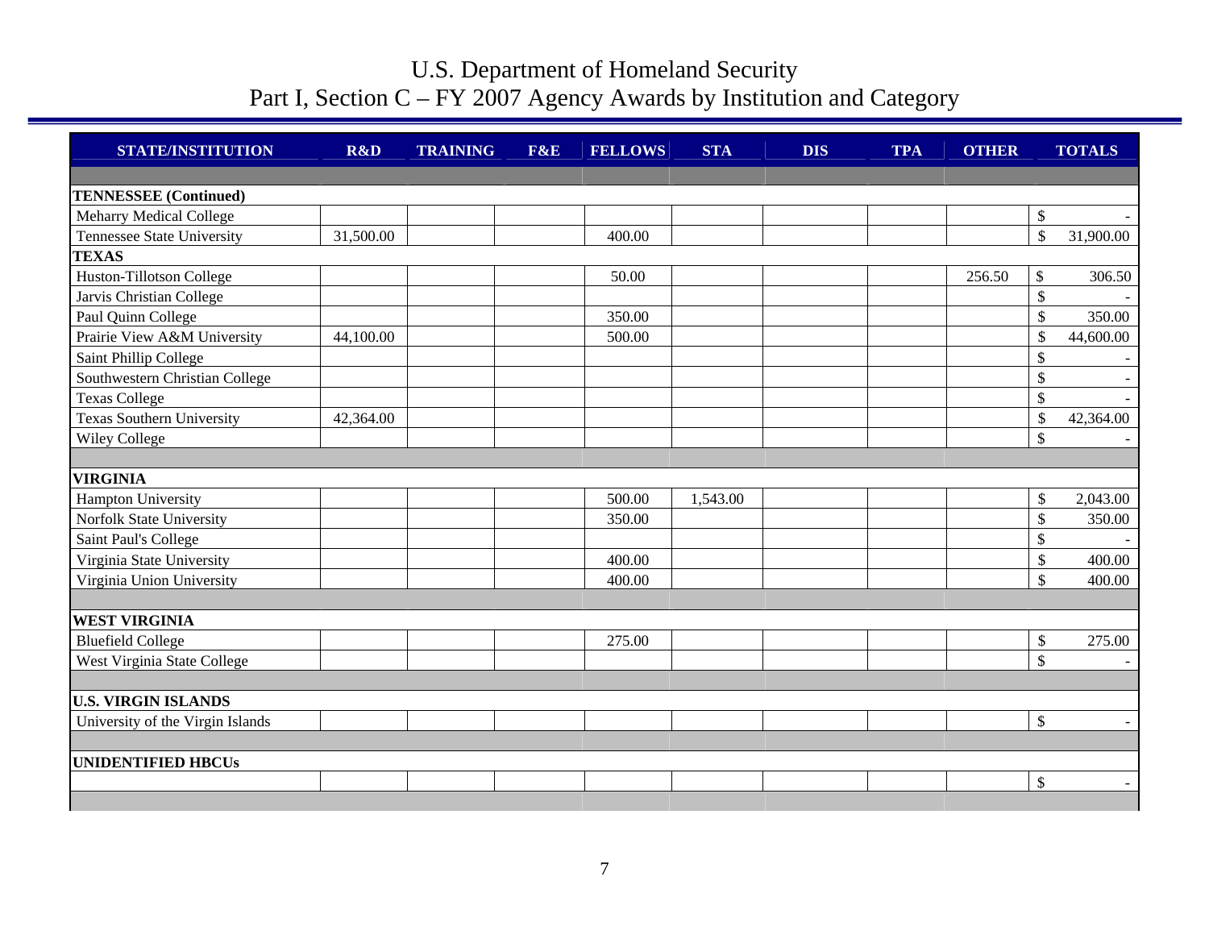# U.S. Department of Homeland Security
## Part I, Section C – FY 2007 Agency Awards by Institution and Category

| STATE/INSTITUTION | R&D | TRAINING | F&E | FELLOWS | STA | DIS | TPA | OTHER | TOTALS |
|---|---|---|---|---|---|---|---|---|---|
| | | | | | | | | | |
| **TENNESSEE (Continued)** | | | | | | | | | |
| Meharry Medical College | | | | | | | | | $ - |
| Tennessee State University | 31,500.00 | | | 400.00 | | | | | $ 31,900.00 |
| **TEXAS** | | | | | | | | | |
| Huston-Tillotson College | | | | 50.00 | | | | 256.50 | $ 306.50 |
| Jarvis Christian College | | | | | | | | | $ - |
| Paul Quinn College | | | | 350.00 | | | | | $ 350.00 |
| Prairie View A&M University | 44,100.00 | | | 500.00 | | | | | $ 44,600.00 |
| Saint Phillip College | | | | | | | | | $ - |
| Southwestern Christian College | | | | | | | | | $ - |
| Texas College | | | | | | | | | $ - |
| Texas Southern University | 42,364.00 | | | | | | | | $ 42,364.00 |
| Wiley College | | | | | | | | | $ - |
| | | | | | | | | | |
| **VIRGINIA** | | | | | | | | | |
| Hampton University | | | | 500.00 | 1,543.00 | | | | $ 2,043.00 |
| Norfolk State University | | | | 350.00 | | | | | $ 350.00 |
| Saint Paul's College | | | | | | | | | $ - |
| Virginia State University | | | | 400.00 | | | | | $ 400.00 |
| Virginia Union University | | | | 400.00 | | | | | $ 400.00 |
| | | | | | | | | | |
| **WEST VIRGINIA** | | | | | | | | | |
| Bluefield College | | | | 275.00 | | | | | $ 275.00 |
| West Virginia State College | | | | | | | | | $ - |
| | | | | | | | | | |
| **U.S. VIRGIN ISLANDS** | | | | | | | | | |
| University of the Virgin Islands | | | | | | | | | $ - |
| | | | | | | | | | |
| **UNIDENTIFIED HBCUs** | | | | | | | | | |
| | | | | | | | | | $ - |
| | | | | | | | | | |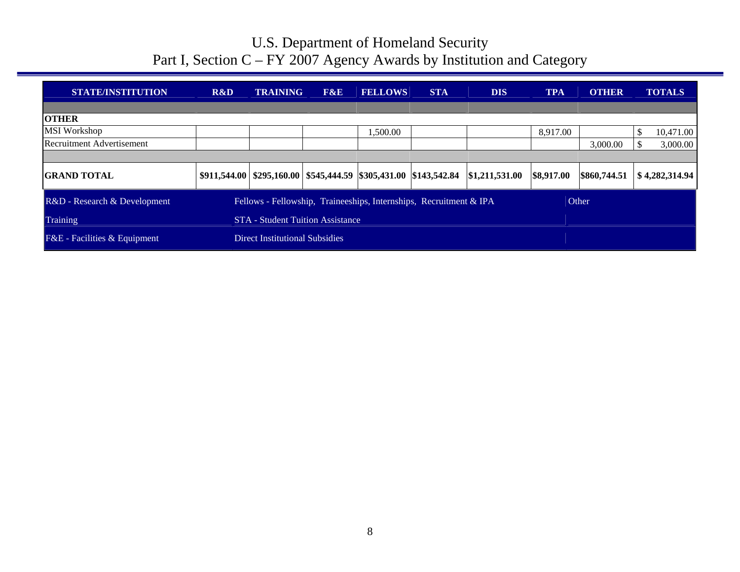# U.S. Department of Homeland Security
## Part I, Section C – FY 2007 Agency Awards by Institution and Category

| STATE/INSTITUTION | R&D | TRAINING | F&E | FELLOWS | STA | DIS | TPA | OTHER | TOTALS |
|---|---|---|---|---|---|---|---|---|---|
| **OTHER** | | | | | | | | | |
| MSI Workshop | | | | 1,500.00 | | | 8,917.00 | | $ 10,471.00 |
| Recruitment Advertisement | | | | | | | | 3,000.00 | $ 3,000.00 |
| **GRAND TOTAL** | **$911,544.00** | **$295,160.00** | **$545,444.59** | **$305,431.00** | **$143,542.84** | **$1,211,531.00** | **$8,917.00** | **$860,744.51** | **$ 4,282,314.94** |

| | | |
|---|---|---|
| R&D - Research & Development | Fellows - Fellowship, Traineeships, Internships, Recruitment & IPA | Other |
| Training | STA - Student Tuition Assistance | |
| F&E - Facilities & Equipment | Direct Institutional Subsidies | |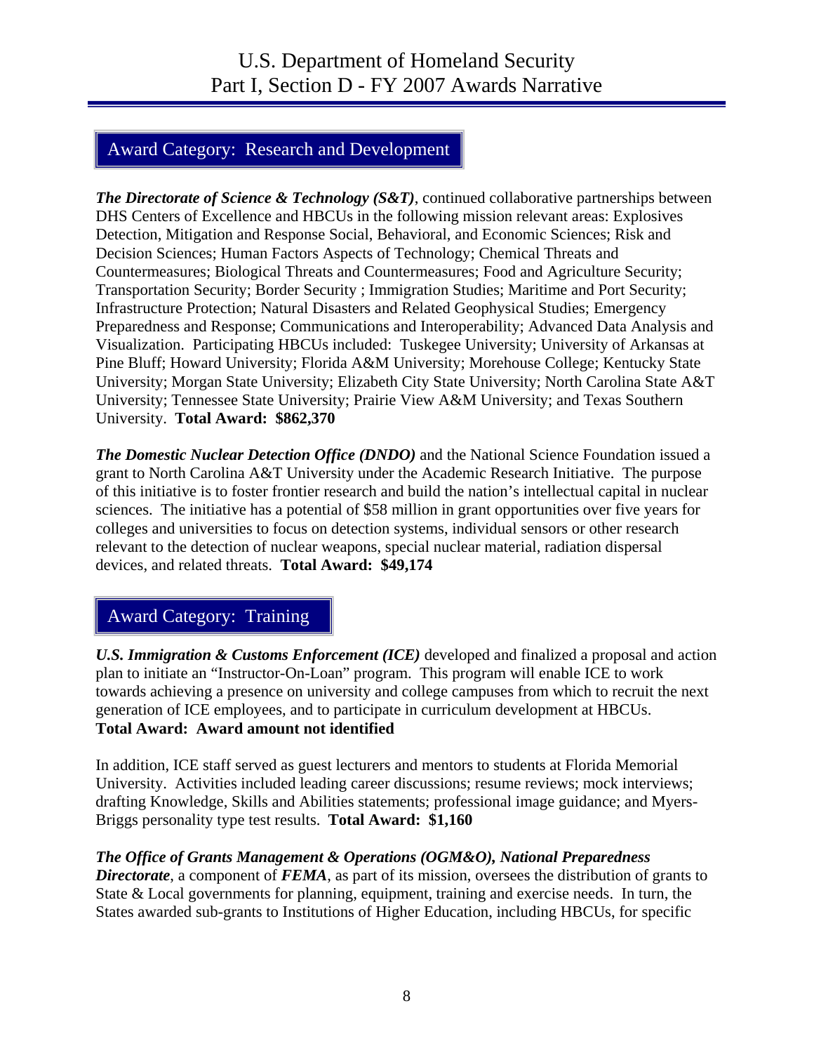## Award Category: Research and Development

***The Directorate of Science & Technology (S&T)***, continued collaborative partnerships between DHS Centers of Excellence and HBCUs in the following mission relevant areas: Explosives Detection, Mitigation and Response Social, Behavioral, and Economic Sciences; Risk and Decision Sciences; Human Factors Aspects of Technology; Chemical Threats and Countermeasures; Biological Threats and Countermeasures; Food and Agriculture Security; Transportation Security; Border Security ; Immigration Studies; Maritime and Port Security; Infrastructure Protection; Natural Disasters and Related Geophysical Studies; Emergency Preparedness and Response; Communications and Interoperability; Advanced Data Analysis and Visualization. Participating HBCUs included: Tuskegee University; University of Arkansas at Pine Bluff; Howard University; Florida A&M University; Morehouse College; Kentucky State University; Morgan State University; Elizabeth City State University; North Carolina State A&T University; Tennessee State University; Prairie View A&M University; and Texas Southern University. **Total Award: $862,370**

***The Domestic Nuclear Detection Office (DNDO)*** and the National Science Foundation issued a grant to North Carolina A&T University under the Academic Research Initiative. The purpose of this initiative is to foster frontier research and build the nation's intellectual capital in nuclear sciences. The initiative has a potential of $58 million in grant opportunities over five years for colleges and universities to focus on detection systems, individual sensors or other research relevant to the detection of nuclear weapons, special nuclear material, radiation dispersal devices, and related threats. **Total Award: $49,174**

## Award Category: Training

***U.S. Immigration & Customs Enforcement (ICE)*** developed and finalized a proposal and action plan to initiate an "Instructor-On-Loan" program. This program will enable ICE to work towards achieving a presence on university and college campuses from which to recruit the next generation of ICE employees, and to participate in curriculum development at HBCUs.
**Total Award: Award amount not identified**

In addition, ICE staff served as guest lecturers and mentors to students at Florida Memorial University. Activities included leading career discussions; resume reviews; mock interviews; drafting Knowledge, Skills and Abilities statements; professional image guidance; and Myers-Briggs personality type test results. **Total Award: $1,160**

***The Office of Grants Management & Operations (OGM&O), National Preparedness Directorate***, a component of ***FEMA***, as part of its mission, oversees the distribution of grants to State & Local governments for planning, equipment, training and exercise needs. In turn, the States awarded sub-grants to Institutions of Higher Education, including HBCUs, for specific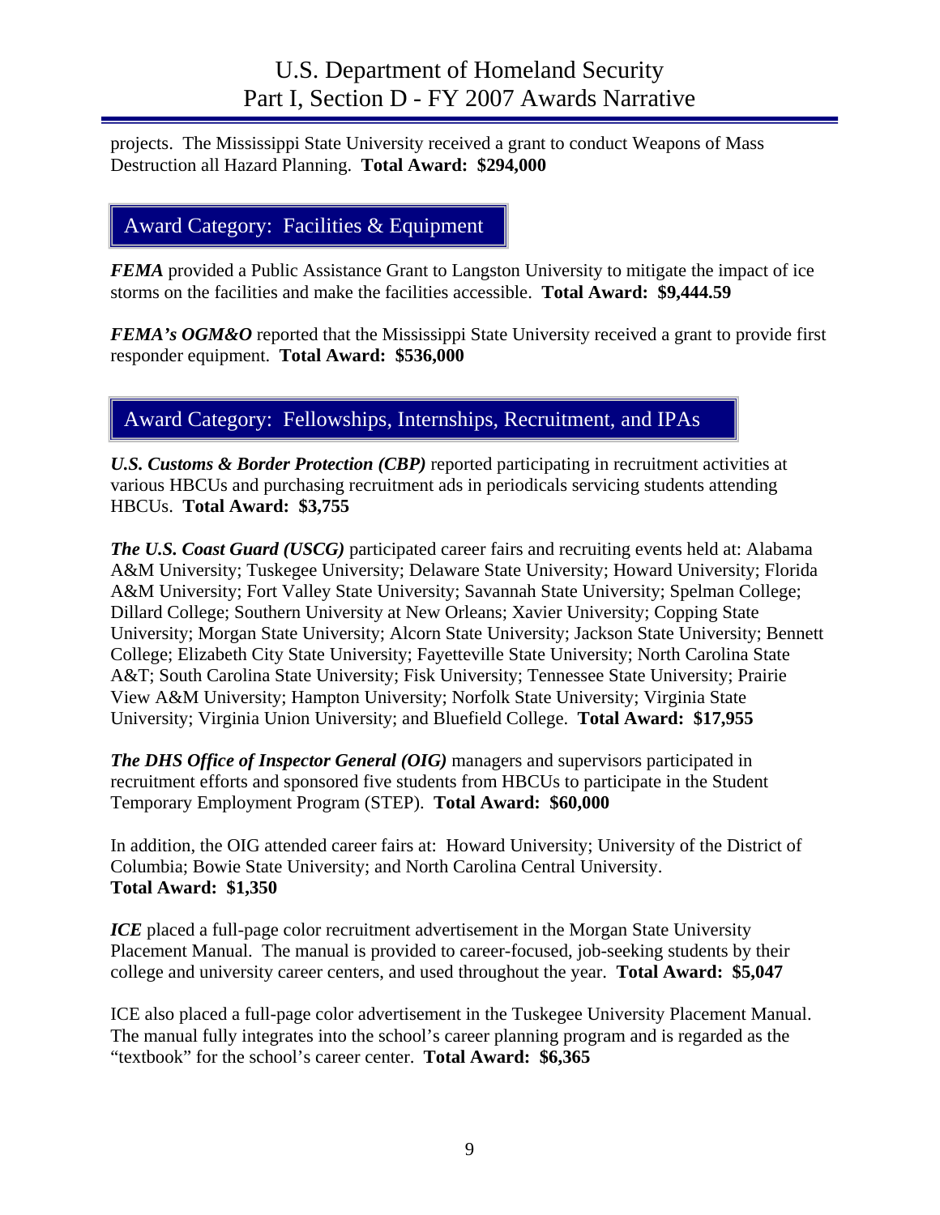projects. The Mississippi State University received a grant to conduct Weapons of Mass Destruction all Hazard Planning. **Total Award: $294,000**

## Award Category: Facilities & Equipment

***FEMA*** provided a Public Assistance Grant to Langston University to mitigate the impact of ice storms on the facilities and make the facilities accessible. **Total Award: $9,444.59**

***FEMA's OGM&O*** reported that the Mississippi State University received a grant to provide first responder equipment. **Total Award: $536,000**

## Award Category: Fellowships, Internships, Recruitment, and IPAs

***U.S. Customs & Border Protection (CBP)*** reported participating in recruitment activities at various HBCUs and purchasing recruitment ads in periodicals servicing students attending HBCUs. **Total Award: $3,755**

***The U.S. Coast Guard (USCG)*** participated career fairs and recruiting events held at: Alabama A&M University; Tuskegee University; Delaware State University; Howard University; Florida A&M University; Fort Valley State University; Savannah State University; Spelman College; Dillard College; Southern University at New Orleans; Xavier University; Copping State University; Morgan State University; Alcorn State University; Jackson State University; Bennett College; Elizabeth City State University; Fayetteville State University; North Carolina State A&T; South Carolina State University; Fisk University; Tennessee State University; Prairie View A&M University; Hampton University; Norfolk State University; Virginia State University; Virginia Union University; and Bluefield College. **Total Award: $17,955**

***The DHS Office of Inspector General (OIG)*** managers and supervisors participated in recruitment efforts and sponsored five students from HBCUs to participate in the Student Temporary Employment Program (STEP). **Total Award: $60,000**

In addition, the OIG attended career fairs at: Howard University; University of the District of Columbia; Bowie State University; and North Carolina Central University.
**Total Award: $1,350**

***ICE*** placed a full-page color recruitment advertisement in the Morgan State University Placement Manual. The manual is provided to career-focused, job-seeking students by their college and university career centers, and used throughout the year. **Total Award: $5,047**

ICE also placed a full-page color advertisement in the Tuskegee University Placement Manual. The manual fully integrates into the school's career planning program and is regarded as the "textbook" for the school's career center. **Total Award: $6,365**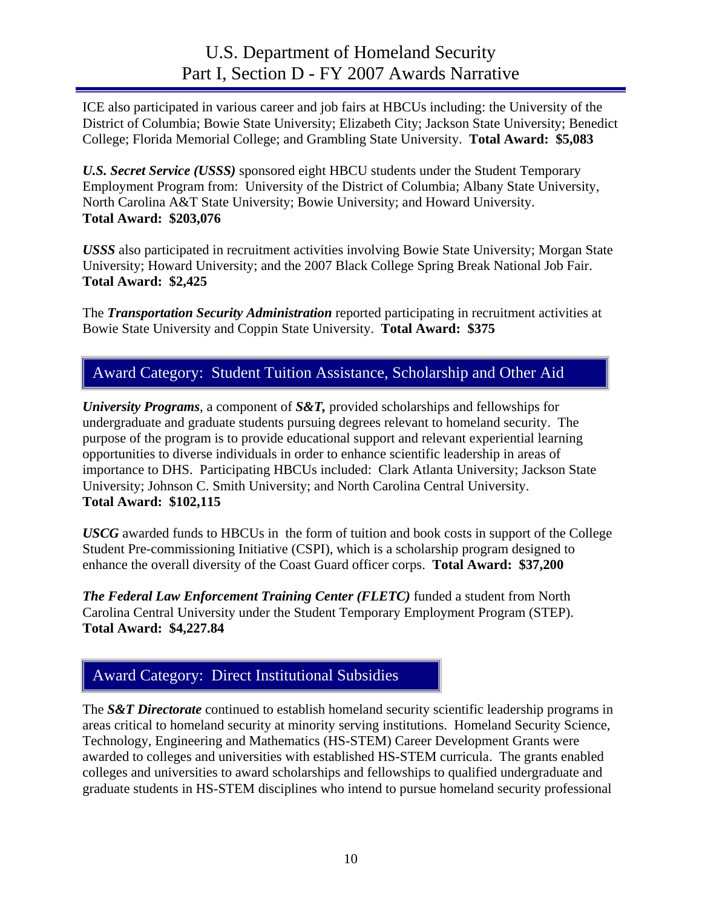ICE also participated in various career and job fairs at HBCUs including: the University of the District of Columbia; Bowie State University; Elizabeth City; Jackson State University; Benedict College; Florida Memorial College; and Grambling State University. **Total Award: $5,083**

***U.S. Secret Service (USSS)*** sponsored eight HBCU students under the Student Temporary Employment Program from: University of the District of Columbia; Albany State University, North Carolina A&T State University; Bowie University; and Howard University.
**Total Award: $203,076**

***USSS*** also participated in recruitment activities involving Bowie State University; Morgan State University; Howard University; and the 2007 Black College Spring Break National Job Fair.
**Total Award: $2,425**

The ***Transportation Security Administration*** reported participating in recruitment activities at Bowie State University and Coppin State University. **Total Award: $375**

## Award Category: Student Tuition Assistance, Scholarship and Other Aid

***University Programs***, a component of ***S&T,*** provided scholarships and fellowships for undergraduate and graduate students pursuing degrees relevant to homeland security. The purpose of the program is to provide educational support and relevant experiential learning opportunities to diverse individuals in order to enhance scientific leadership in areas of importance to DHS. Participating HBCUs included: Clark Atlanta University; Jackson State University; Johnson C. Smith University; and North Carolina Central University.
**Total Award: $102,115**

***USCG*** awarded funds to HBCUs in the form of tuition and book costs in support of the College Student Pre-commissioning Initiative (CSPI), which is a scholarship program designed to enhance the overall diversity of the Coast Guard officer corps. **Total Award: $37,200**

***The Federal Law Enforcement Training Center (FLETC)*** funded a student from North Carolina Central University under the Student Temporary Employment Program (STEP).
**Total Award: $4,227.84**

## Award Category: Direct Institutional Subsidies

The ***S&T Directorate*** continued to establish homeland security scientific leadership programs in areas critical to homeland security at minority serving institutions. Homeland Security Science, Technology, Engineering and Mathematics (HS-STEM) Career Development Grants were awarded to colleges and universities with established HS-STEM curricula. The grants enabled colleges and universities to award scholarships and fellowships to qualified undergraduate and graduate students in HS-STEM disciplines who intend to pursue homeland security professional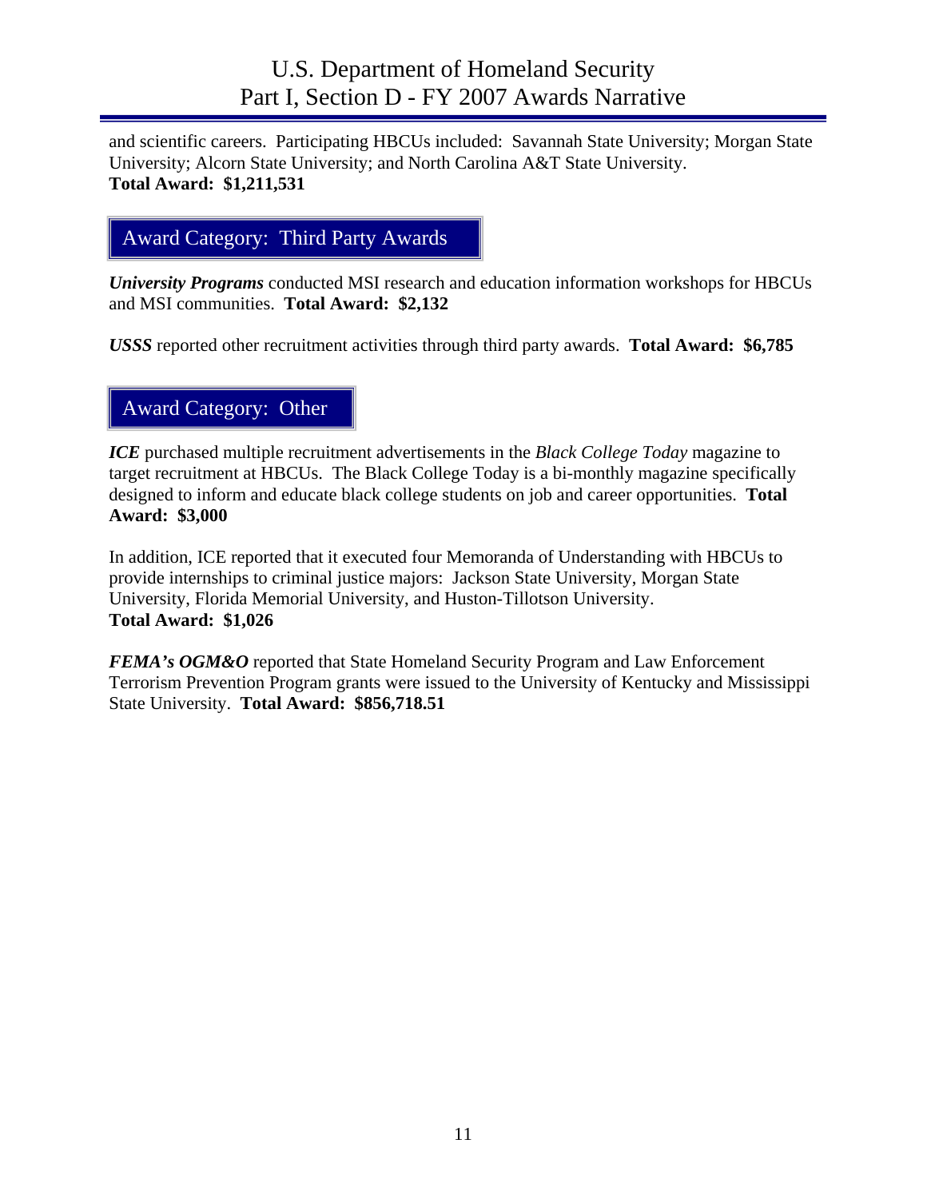and scientific careers. Participating HBCUs included: Savannah State University; Morgan State University; Alcorn State University; and North Carolina A&T State University.
**Total Award: $1,211,531**

## Award Category: Third Party Awards

***University Programs*** conducted MSI research and education information workshops for HBCUs and MSI communities. **Total Award: $2,132**

***USSS*** reported other recruitment activities through third party awards. **Total Award: $6,785**

## Award Category: Other

***ICE*** purchased multiple recruitment advertisements in the *Black College Today* magazine to target recruitment at HBCUs. The Black College Today is a bi-monthly magazine specifically designed to inform and educate black college students on job and career opportunities. **Total Award: $3,000**

In addition, ICE reported that it executed four Memoranda of Understanding with HBCUs to provide internships to criminal justice majors: Jackson State University, Morgan State University, Florida Memorial University, and Huston-Tillotson University.
**Total Award: $1,026**

***FEMA's OGM&O*** reported that State Homeland Security Program and Law Enforcement Terrorism Prevention Program grants were issued to the University of Kentucky and Mississippi State University. **Total Award: $856,718.51**